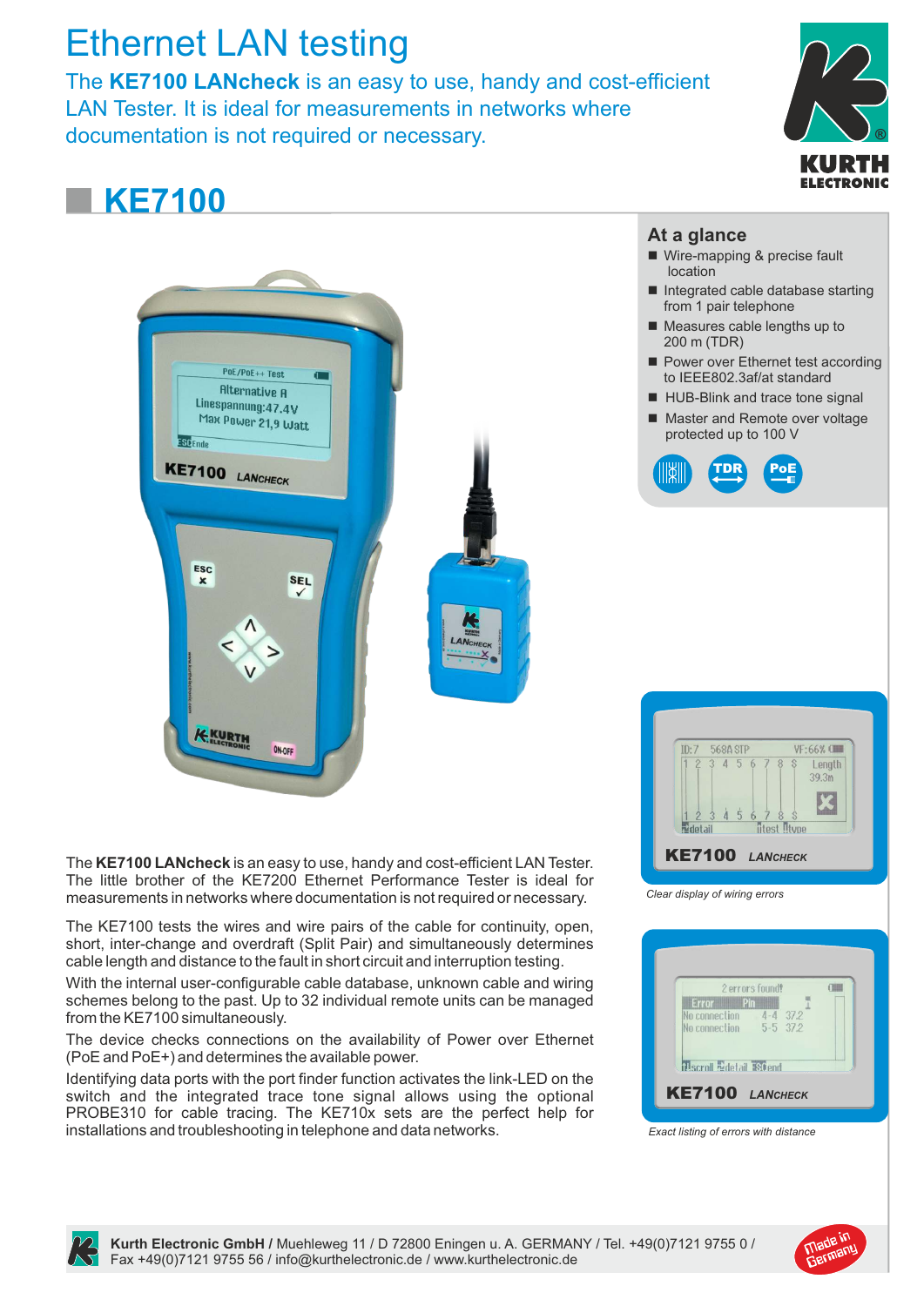# Ethernet LAN testing

The **KE7100 LANcheck** is an easy to use, handy and cost-efficient LAN Tester. It is ideal for measurements in networks where documentation is not required or necessary.

## KE7100

### At a glance

- Wire-mapping & precise fault location
- Integrated cable database starting from 1 pair telephone
- Measures cable lengths up to 200 m (TDR)
- Power over Ethernet test according to IEEE802.3af/at standard
- HUB-Blink and trace tone signal
- Master and Remote over voltage protected up to 100 V

The **KE7100 LANcheck** is an easy to use, handy and cost-efficient LAN Tester. The little brother of the KE7200 Ethernet Performance Tester is ideal for measurements in networks where documentation is not required or necessary.

The KE7100 tests the wires and wire pairs of the cable for continuity, open, short, inter-change and overdraft (Split Pair) and simultaneously determines cable length and distance to the fault in short circuit and interruption testing.

With the internal user-configurable cable database, unknown cable and wiring schemes belong to the past. Up to 32 individual remote units can be managed from the KE7100 simultaneously.

The device checks connections on the availability of Power over Ethernet (PoE and PoE+) and determines the available power.

Identifying data ports with the port finder function activates the link-LED on the switch and the integrated trace tone signal allows using the optional PROBE310 for cable tracing. The KE710x sets are the perfect help for installations and troubleshooting in telephone and data networks.

*Clear display of wiring errors*

*Exact listing of errors with distance*

**Kurth Electronic GmbH /** Muehleweg 11 / D 72800 Eningen u. A. GERMANY / Tel. +49(0)7121 9755 0 / Fax +49(0)7121 9755 56 / info@kurthelectronic.de / www.kurthelectronic.de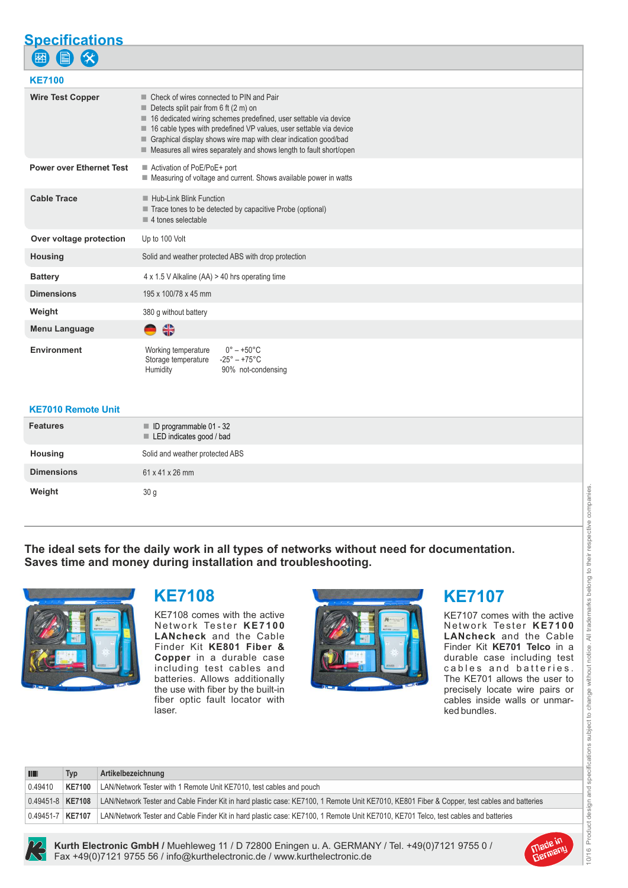## Specifications

### KE7100

| | |
|---|---|
| **Wire Test Copper** | ■ Check of wires connected to PIN and Pair<br>■ Detects split pair from 6 ft (2 m) on<br>■ 16 dedicated wiring schemes predefined, user settable via device<br>■ 16 cable types with predefined VP values, user settable via device<br>■ Graphical display shows wire map with clear indication good/bad<br>■ Measures all wires separately and shows length to fault short/open |
| **Power over Ethernet Test** | ■ Activation of PoE/PoE+ port<br>■ Measuring of voltage and current. Shows available power in watts |
| **Cable Trace** | ■ Hub-Link Blink Function<br>■ Trace tones to be detected by capacitive Probe (optional)<br>■ 4 tones selectable |
| **Over voltage protection** | Up to 100 Volt |
| **Housing** | Solid and weather protected ABS with drop protection |
| **Battery** | 4 x 1.5 V Alkaline (AA) > 40 hrs operating time |
| **Dimensions** | 195 x 100/78 x 45 mm |
| **Weight** | 380 g without battery |
| **Menu Language** | |
| **Environment** | Working temperature 0° – +50°C<br>Storage temperature -25° – +75°C<br>Humidity 90% not-condensing |

### KE7010 Remote Unit

| | |
|---|---|
| **Features** | ■ ID programmable 01 - 32<br>■ LED indicates good / bad |
| **Housing** | Solid and weather protected ABS |
| **Dimensions** | 61 x 41 x 26 mm |
| **Weight** | 30 g |

**The ideal sets for the daily work in all types of networks without need for documentation. Saves time and money during installation and troubleshooting.**

## KE7108

KE7108 comes with the active Network Tester **KE7100 LANcheck** and the Cable Finder Kit **KE801 Fiber & Copper** in a durable case including test cables and batteries. Allows additionally the use with fiber by the built-in fiber optic fault locator with laser.

## KE7107

KE7107 comes with the active Network Tester **KE7100 LANcheck** and the Cable Finder Kit **KE701 Telco** in a durable case including test cables and batteries. The KE701 allows the user to precisely locate wire pairs or cables inside walls or unmarked bundles.

| | Typ | Artikelbezeichnung |
|---|---|---|
| 0.49410 | **KE7100** | LAN/Network Tester with 1 Remote Unit KE7010, test cables and pouch |
| 0.49451-8 | **KE7108** | LAN/Network Tester and Cable Finder Kit in hard plastic case: KE7100, 1 Remote Unit KE7010, KE801 Fiber & Copper, test cables and batteries |
| 0.49451-7 | **KE7107** | LAN/Network Tester and Cable Finder Kit in hard plastic case: KE7100, 1 Remote Unit KE7010, KE701 Telco, test cables and batteries |

**Kurth Electronic GmbH** / Muehleweg 11 / D 72800 Eningen u. A. GERMANY / Tel. +49(0)7121 9755 0 / Fax +49(0)7121 9755 56 / info@kurthelectronic.de / www.kurthelectronic.de

Made in Germany

10/16 Product design and specifications subject to change without notice. All trademarks belong to their respective companies.